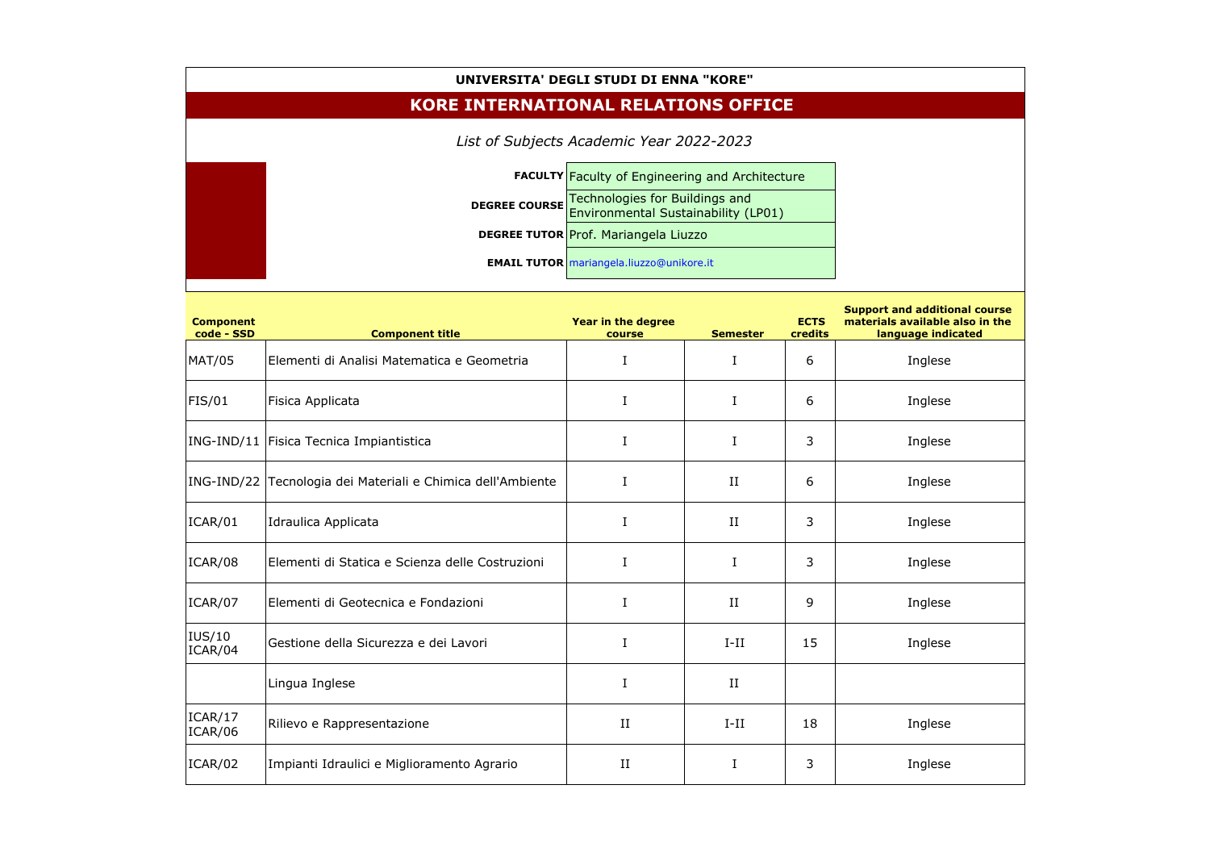**UNIVERSITA' DEGLI STUDI DI ENNA "KORE"**

## KORE INTERNATIONAL RELATIONS OFFICE

*List of Subjects Academic Year 2022-2023*

| | |
|---|---|
| **FACULTY** | Faculty of Engineering and Architecture |
| **DEGREE COURSE** | Technologies for Buildings and Environmental Sustainability (LP01) |
| **DEGREE TUTOR** | Prof. Mariangela Liuzzo |
| **EMAIL TUTOR** | mariangela.liuzzo@unikore.it |

| Component code - SSD | Component title | Year in the degree course | Semester | ECTS credits | Support and additional course materials available also in the language indicated |
|---|---|---|---|---|---|
| MAT/05 | Elementi di Analisi Matematica e Geometria | I | I | 6 | Inglese |
| FIS/01 | Fisica Applicata | I | I | 6 | Inglese |
| ING-IND/11 | Fisica Tecnica Impiantistica | I | I | 3 | Inglese |
| ING-IND/22 | Tecnologia dei Materiali e Chimica dell'Ambiente | I | II | 6 | Inglese |
| ICAR/01 | Idraulica Applicata | I | II | 3 | Inglese |
| ICAR/08 | Elementi di Statica e Scienza delle Costruzioni | I | I | 3 | Inglese |
| ICAR/07 | Elementi di Geotecnica e Fondazioni | I | II | 9 | Inglese |
| IUS/10 ICAR/04 | Gestione della Sicurezza e dei Lavori | I | I-II | 15 | Inglese |
| | Lingua Inglese | I | II | | |
| ICAR/17 ICAR/06 | Rilievo e Rappresentazione | II | I-II | 18 | Inglese |
| ICAR/02 | Impianti Idraulici e Miglioramento Agrario | II | I | 3 | Inglese |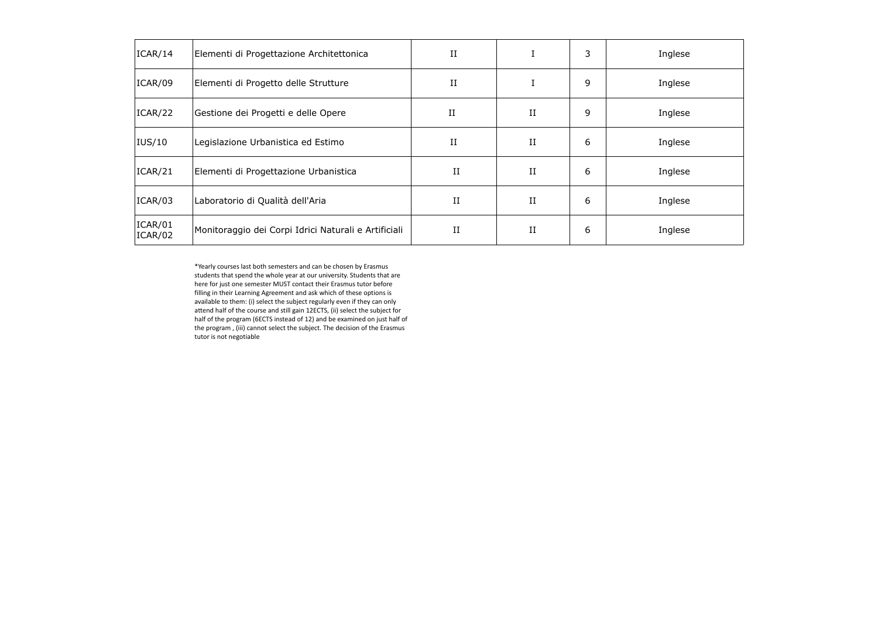| | | | | | |
|---|---|---|---|---|---|
| ICAR/14 | Elementi di Progettazione Architettonica | II | I | 3 | Inglese |
| ICAR/09 | Elementi di Progetto delle Strutture | II | I | 9 | Inglese |
| ICAR/22 | Gestione dei Progetti e delle Opere | II | II | 9 | Inglese |
| IUS/10 | Legislazione Urbanistica ed Estimo | II | II | 6 | Inglese |
| ICAR/21 | Elementi di Progettazione Urbanistica | II | II | 6 | Inglese |
| ICAR/03 | Laboratorio di Qualità dell'Aria | II | II | 6 | Inglese |
| ICAR/01 ICAR/02 | Monitoraggio dei Corpi Idrici Naturali e Artificiali | II | II | 6 | Inglese |

*Yearly courses last both semesters and can be chosen by Erasmus students that spend the whole year at our university. Students that are here for just one semester MUST contact their Erasmus tutor before filling in their Learning Agreement and ask which of these options is available to them: (i) select the subject regularly even if they can only attend half of the course and still gain 12ECTS, (ii) select the subject for half of the program (6ECTS instead of 12) and be examined on just half of the program , (iii) cannot select the subject. The decision of the Erasmus tutor is not negotiable